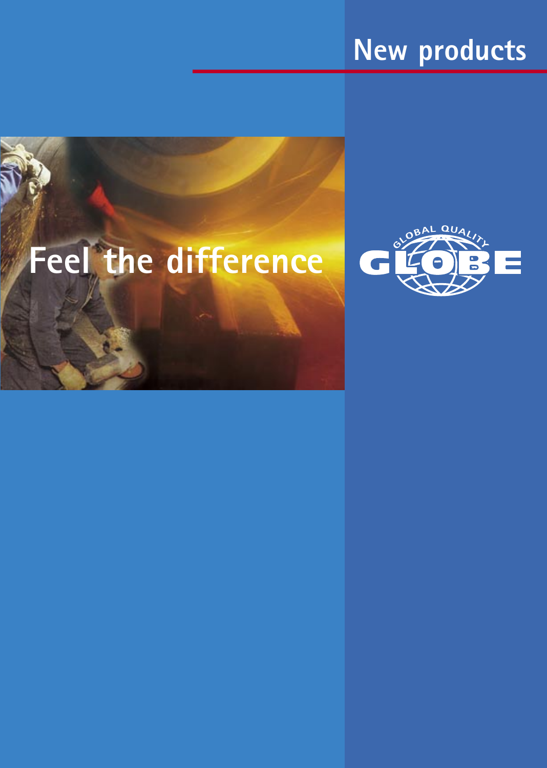# New products

Feel the difference

GLOBAL QUALITY

GLOBE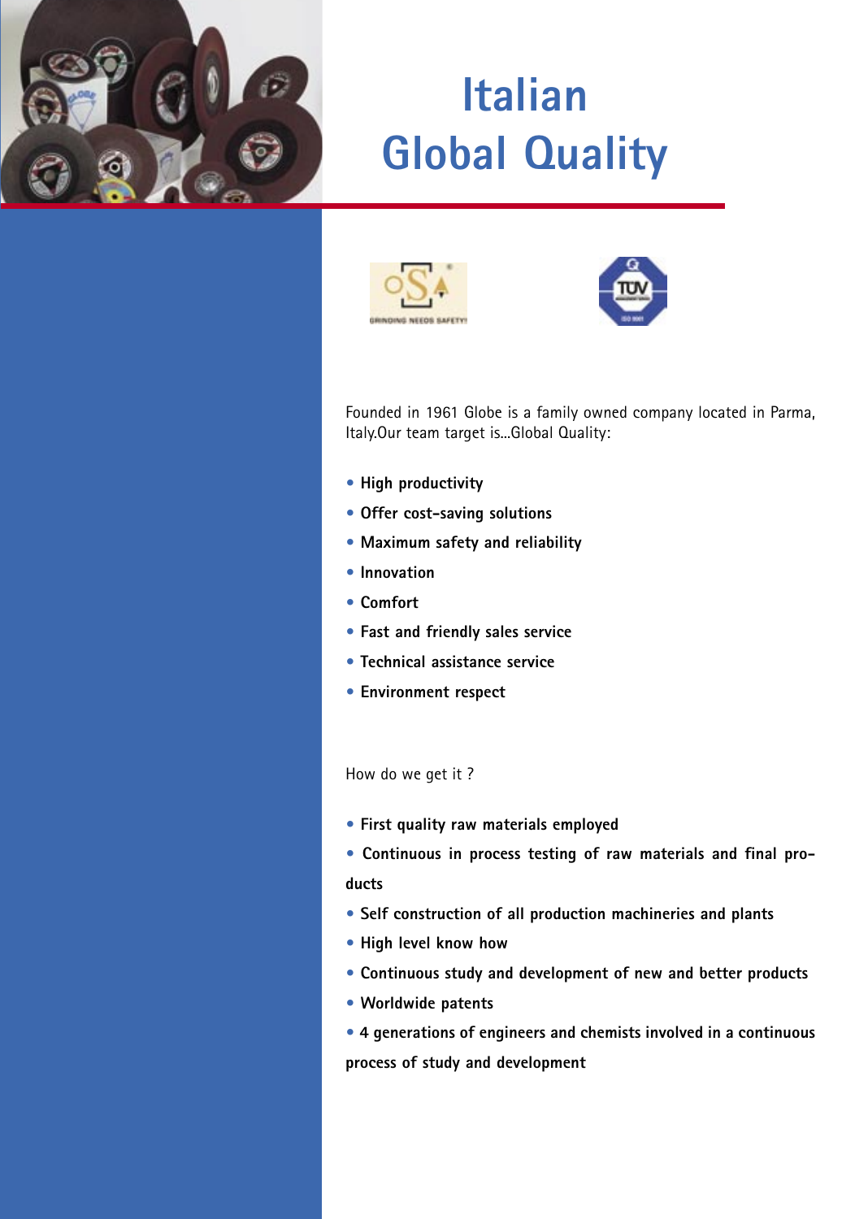# Italian Global Quality

Founded in 1961 Globe is a family owned company located in Parma, Italy.Our team target is...Global Quality:

- **High productivity**
- **Offer cost-saving solutions**
- **Maximum safety and reliability**
- **Innovation**
- **Comfort**
- **Fast and friendly sales service**
- **Technical assistance service**
- **Environment respect**

How do we get it ?

- **First quality raw materials employed**
- **Continuous in process testing of raw materials and final products**
- **Self construction of all production machineries and plants**
- **High level know how**
- **Continuous study and development of new and better products**
- **Worldwide patents**
- **4 generations of engineers and chemists involved in a continuous process of study and development**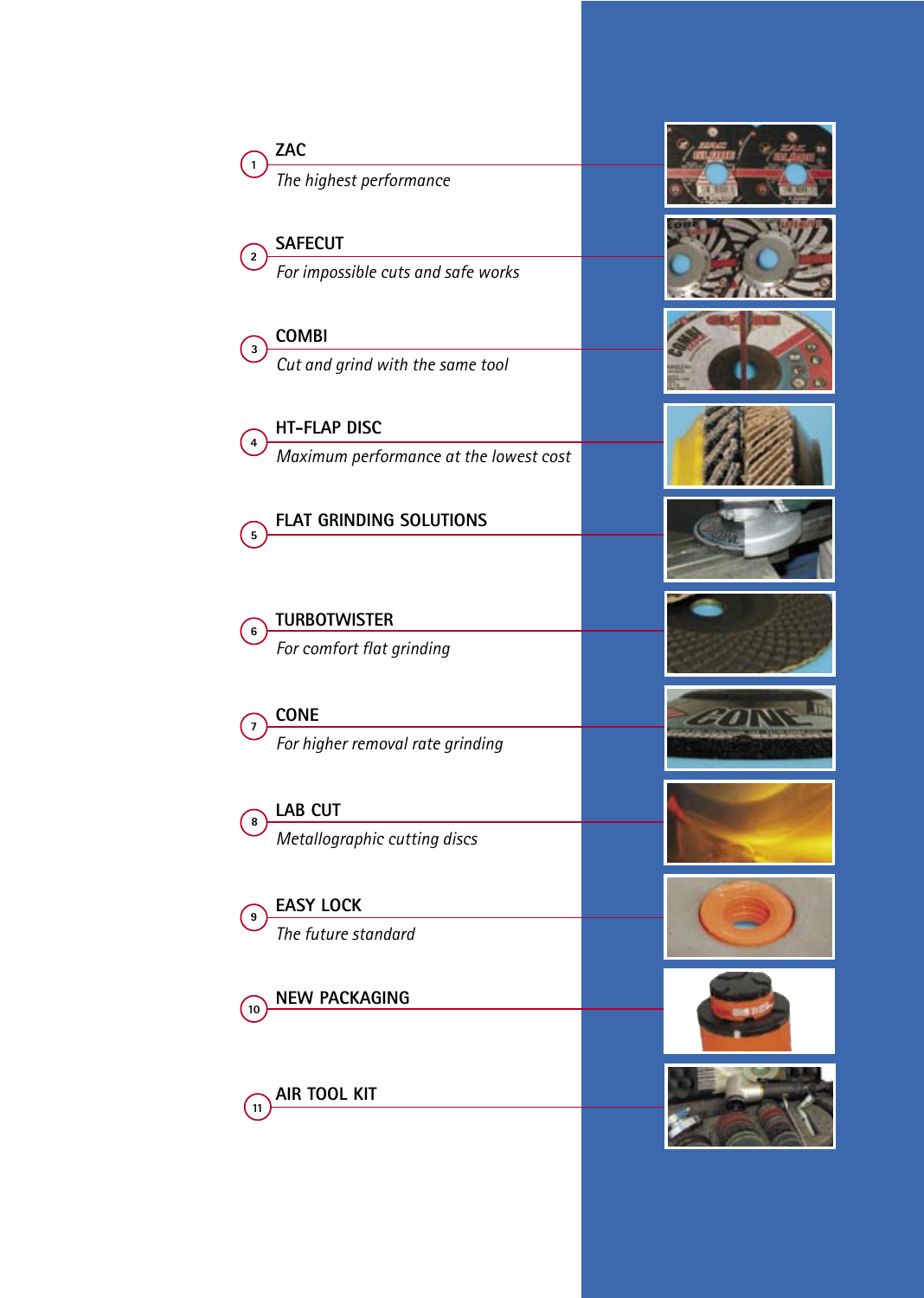1. **ZAC**
   *The highest performance*

2. **SAFECUT**
   *For impossible cuts and safe works*

3. **COMBI**
   *Cut and grind with the same tool*

4. **HT-FLAP DISC**
   *Maximum performance at the lowest cost*

5. **FLAT GRINDING SOLUTIONS**

6. **TURBOTWISTER**
   *For comfort flat grinding*

7. **CONE**
   *For higher removal rate grinding*

8. **LAB CUT**
   *Metallographic cutting discs*

9. **EASY LOCK**
   *The future standard*

10. **NEW PACKAGING**

11. **AIR TOOL KIT**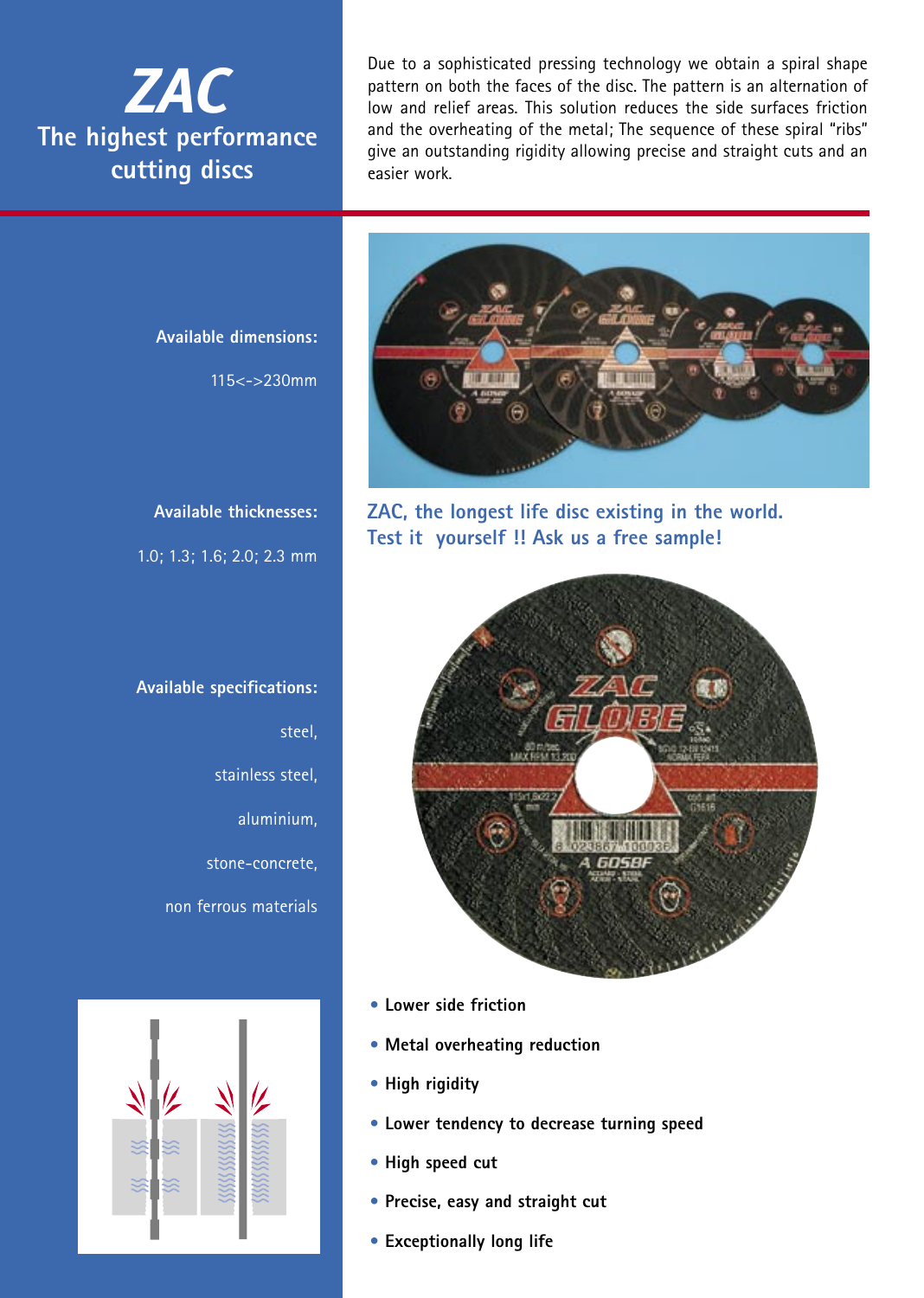# ZAC

## The highest performance cutting discs

Due to a sophisticated pressing technology we obtain a spiral shape pattern on both the faces of the disc. The pattern is an alternation of low and relief areas. This solution reduces the side surfaces friction and the overheating of the metal; The sequence of these spiral "ribs" give an outstanding rigidity allowing precise and straight cuts and an easier work.

**Available dimensions:**

115<->230mm

**Available thicknesses:**

1.0; 1.3; 1.6; 2.0; 2.3 mm

**Available specifications:**

steel,

stainless steel,

aluminium,

stone-concrete,

non ferrous materials

**ZAC, the longest life disc existing in the world. Test it yourself !! Ask us a free sample!**

- **Lower side friction**
- **Metal overheating reduction**
- **High rigidity**
- **Lower tendency to decrease turning speed**
- **High speed cut**
- **Precise, easy and straight cut**
- **Exceptionally long life**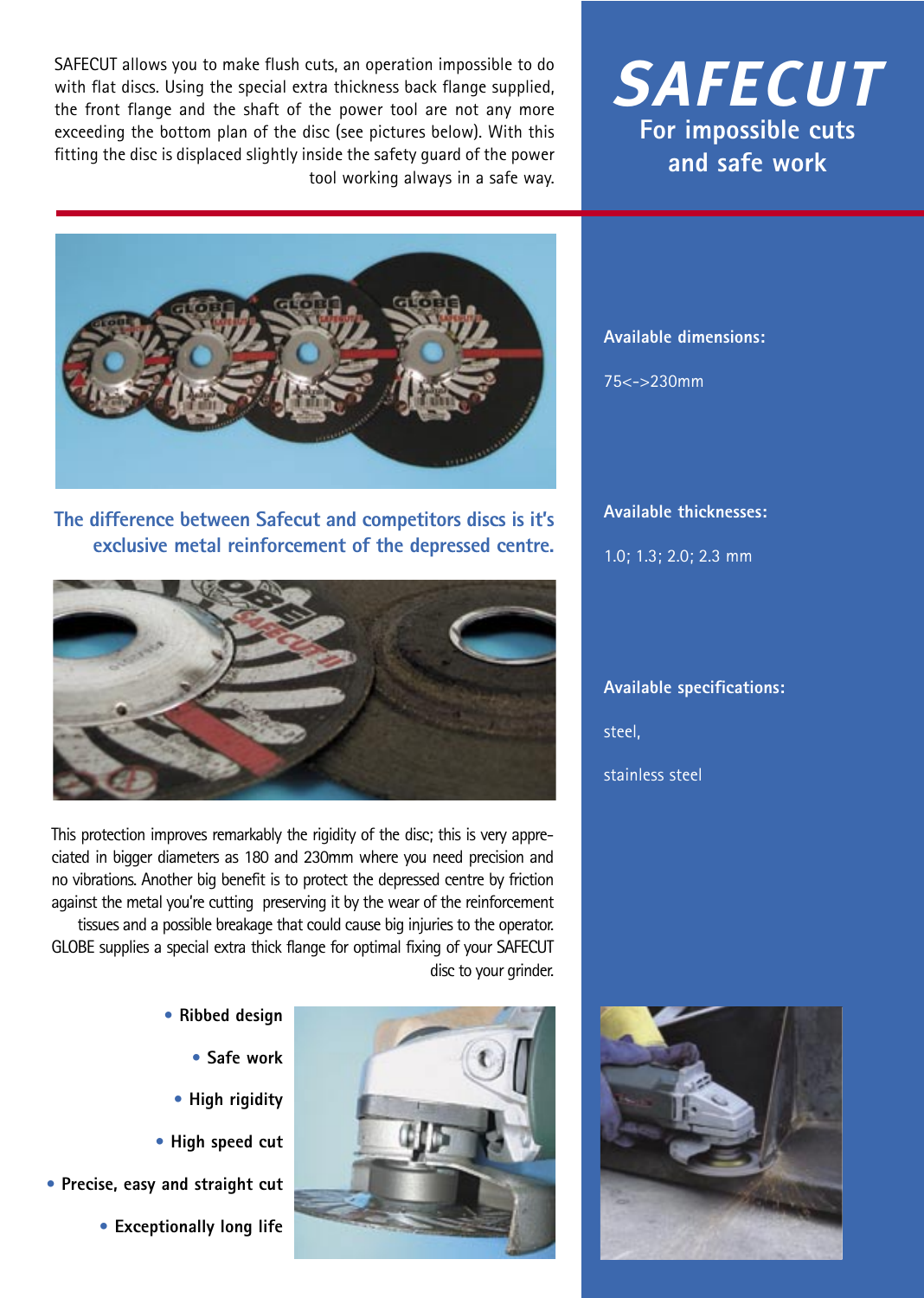# SAFECUT

## For impossible cuts and safe work

SAFECUT allows you to make flush cuts, an operation impossible to do with flat discs. Using the special extra thickness back flange supplied, the front flange and the shaft of the power tool are not any more exceeding the bottom plan of the disc (see pictures below). With this fitting the disc is displaced slightly inside the safety guard of the power tool working always in a safe way.

### The difference between Safecut and competitors discs is it's exclusive metal reinforcement of the depressed centre.

This protection improves remarkably the rigidity of the disc; this is very appreciated in bigger diameters as 180 and 230mm where you need precision and no vibrations. Another big benefit is to protect the depressed centre by friction against the metal you're cutting preserving it by the wear of the reinforcement tissues and a possible breakage that could cause big injuries to the operator. GLOBE supplies a special extra thick flange for optimal fixing of your SAFECUT disc to your grinder.

- **Ribbed design**
- **Safe work**
- **High rigidity**
- **High speed cut**
- **Precise, easy and straight cut**
- **Exceptionally long life**

**Available dimensions:**

75<->230mm

**Available thicknesses:**

1.0; 1.3; 2.0; 2.3 mm

**Available specifications:**

steel,

stainless steel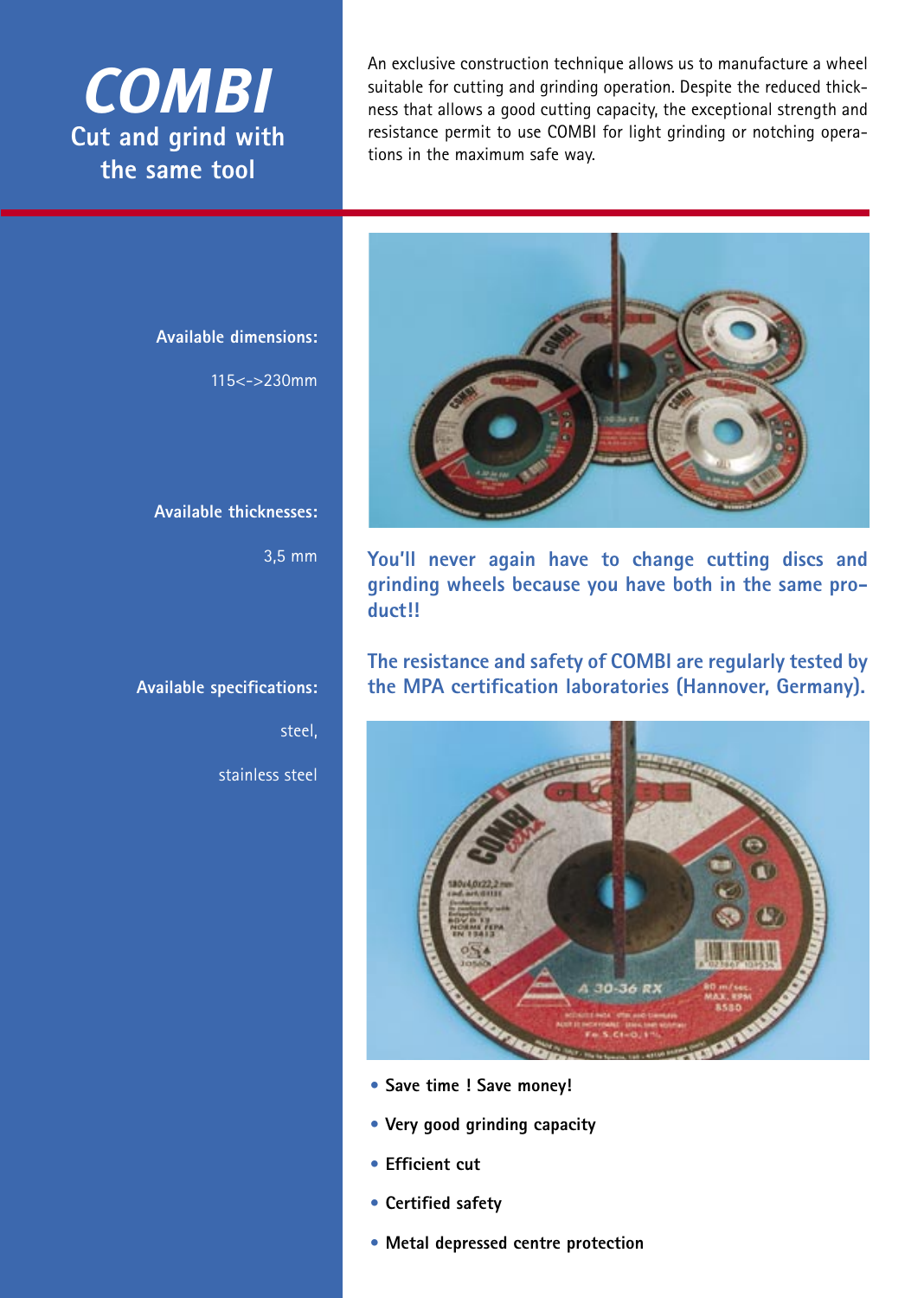# COMBI

## Cut and grind with the same tool

An exclusive construction technique allows us to manufacture a wheel suitable for cutting and grinding operation. Despite the reduced thickness that allows a good cutting capacity, the exceptional strength and resistance permit to use COMBI for light grinding or notching operations in the maximum safe way.

**Available dimensions:**

115<->230mm

**Available thicknesses:**

3,5 mm

**Available specifications:**

steel,

stainless steel

**You'll never again have to change cutting discs and grinding wheels because you have both in the same product!!**

**The resistance and safety of COMBI are regularly tested by the MPA certification laboratories (Hannover, Germany).**

- **Save time ! Save money!**
- **Very good grinding capacity**
- **Efficient cut**
- **Certified safety**
- **Metal depressed centre protection**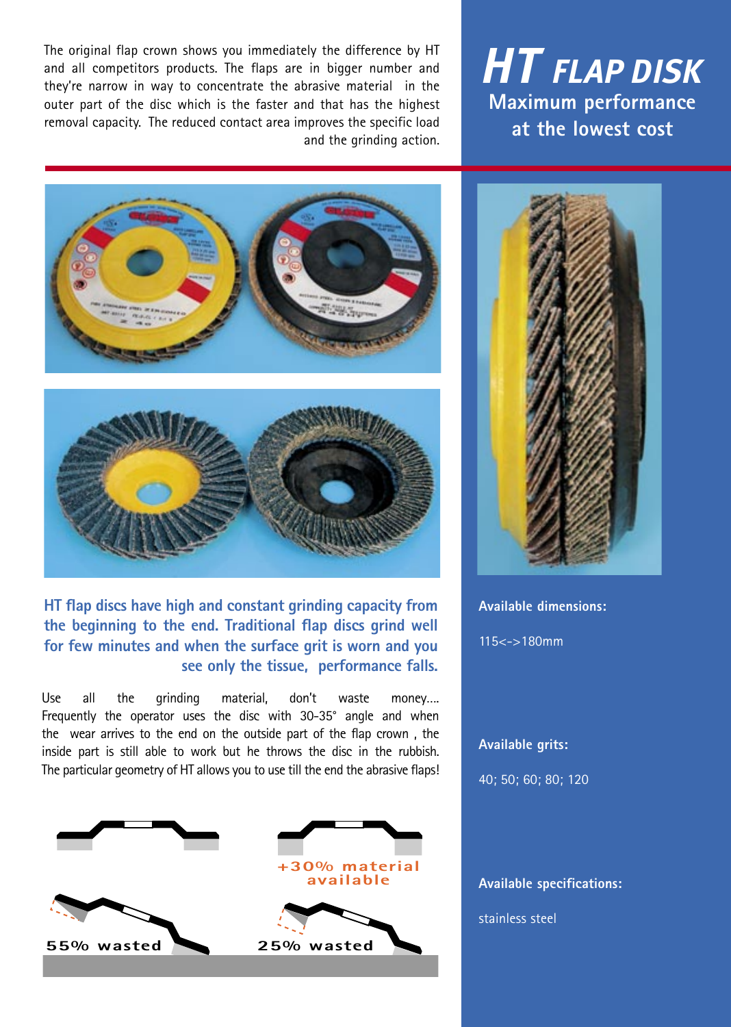# HT FLAP DISK

**Maximum performance at the lowest cost**

The original flap crown shows you immediately the difference by HT and all competitors products. The flaps are in bigger number and they're narrow in way to concentrate the abrasive material in the outer part of the disc which is the faster and that has the highest removal capacity. The reduced contact area improves the specific load and the grinding action.

**HT flap discs have high and constant grinding capacity from the beginning to the end. Traditional flap discs grind well for few minutes and when the surface grit is worn and you see only the tissue, performance falls.**

Use all the grinding material, don't waste money.... Frequently the operator uses the disc with 30-35° angle and when the wear arrives to the end on the outside part of the flap crown, the inside part is still able to work but he throws the disc in the rubbish. The particular geometry of HT allows you to use till the end the abrasive flaps!

+30% material available

55% wasted

25% wasted

**Available dimensions:**

115<->180mm

**Available grits:**

40; 50; 60; 80; 120

**Available specifications:**

stainless steel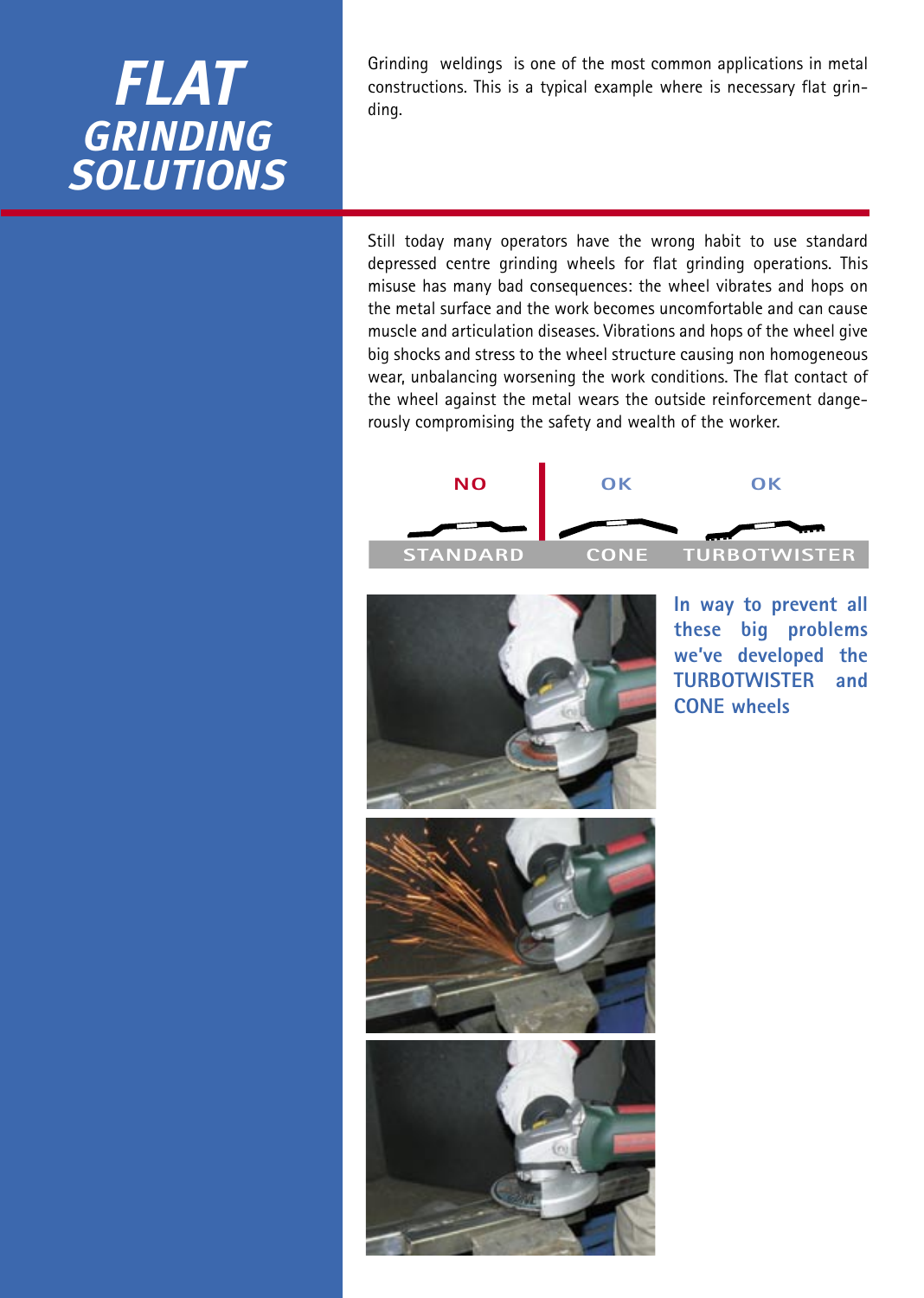# FLAT GRINDING SOLUTIONS

Grinding weldings is one of the most common applications in metal constructions. This is a typical example where is necessary flat grinding.

Still today many operators have the wrong habit to use standard depressed centre grinding wheels for flat grinding operations. This misuse has many bad consequences: the wheel vibrates and hops on the metal surface and the work becomes uncomfortable and can cause muscle and articulation diseases. Vibrations and hops of the wheel give big shocks and stress to the wheel structure causing non homogeneous wear, unbalancing worsening the work conditions. The flat contact of the wheel against the metal wears the outside reinforcement dangerously compromising the safety and wealth of the worker.

NO
STANDARD

OK
CONE

OK
TURBOTWISTER

**In way to prevent all these big problems we've developed the TURBOTWISTER and CONE wheels**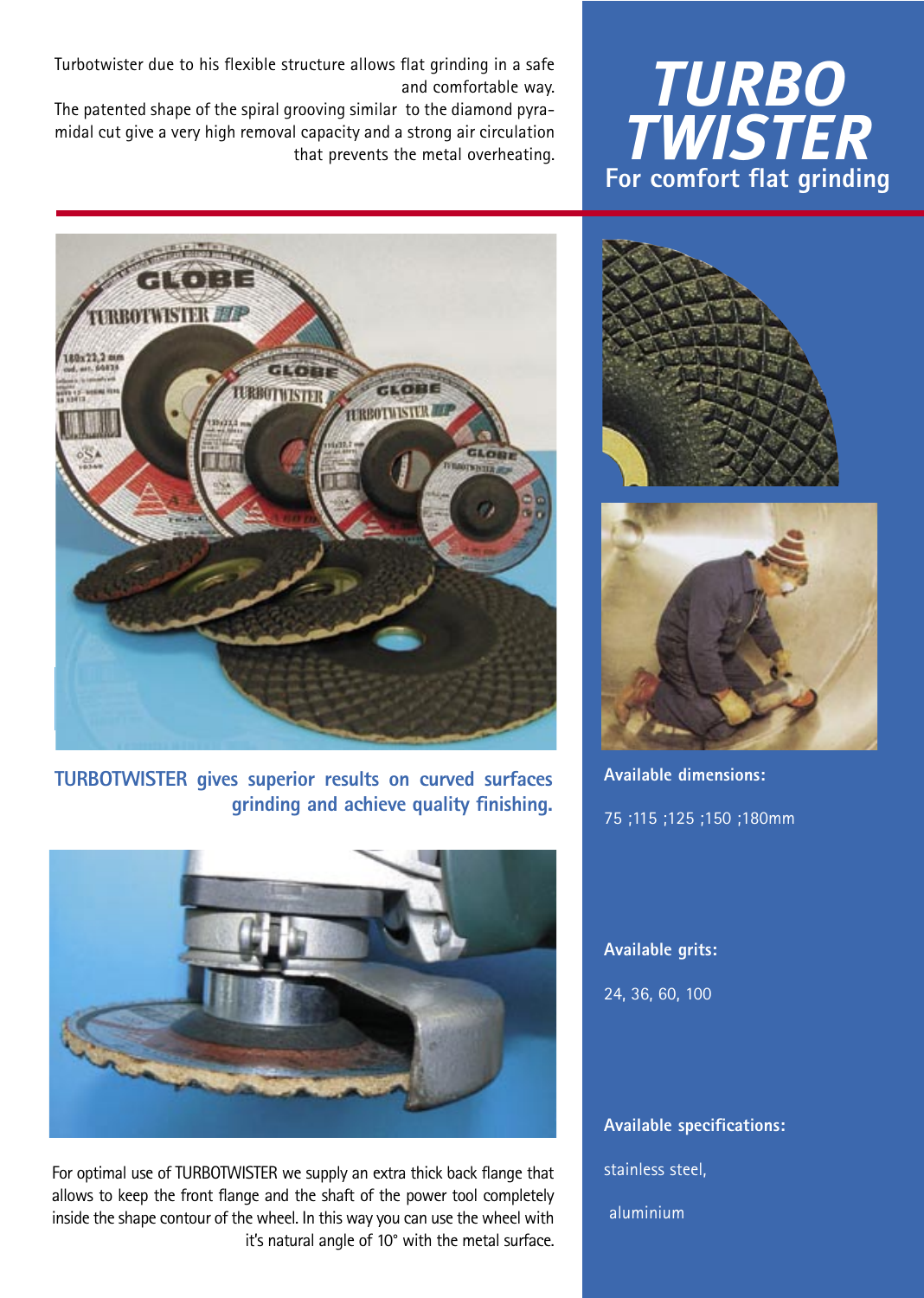# TURBO TWISTER

## For comfort flat grinding

Turbotwister due to his flexible structure allows flat grinding in a safe and comfortable way.
The patented shape of the spiral grooving similar to the diamond pyramidal cut give a very high removal capacity and a strong air circulation that prevents the metal overheating.

**TURBOTWISTER gives superior results on curved surfaces grinding and achieve quality finishing.**

For optimal use of TURBOTWISTER we supply an extra thick back flange that allows to keep the front flange and the shaft of the power tool completely inside the shape contour of the wheel. In this way you can use the wheel with it's natural angle of 10° with the metal surface.

**Available dimensions:**

75 ;115 ;125 ;150 ;180mm

**Available grits:**

24, 36, 60, 100

**Available specifications:**

stainless steel,

aluminium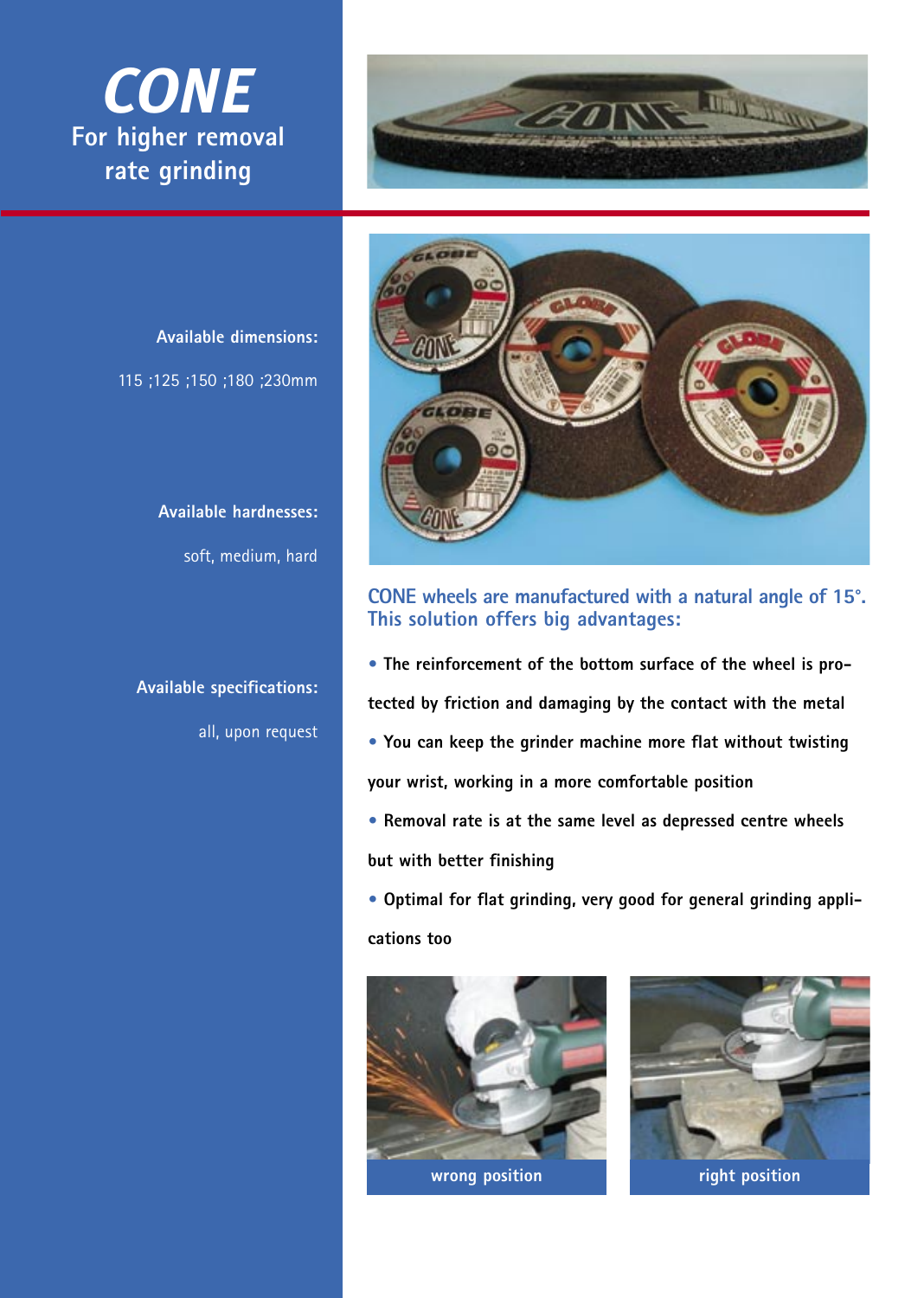# CONE

## For higher removal rate grinding

**Available dimensions:**

115 ;125 ;150 ;180 ;230mm

**Available hardnesses:**

soft, medium, hard

**Available specifications:**

all, upon request

### CONE wheels are manufactured with a natural angle of 15°. This solution offers big advantages:

- **The reinforcement of the bottom surface of the wheel is protected by friction and damaging by the contact with the metal**
- **You can keep the grinder machine more flat without twisting your wrist, working in a more comfortable position**
- **Removal rate is at the same level as depressed centre wheels but with better finishing**
- **Optimal for flat grinding, very good for general grinding applications too**

wrong position

right position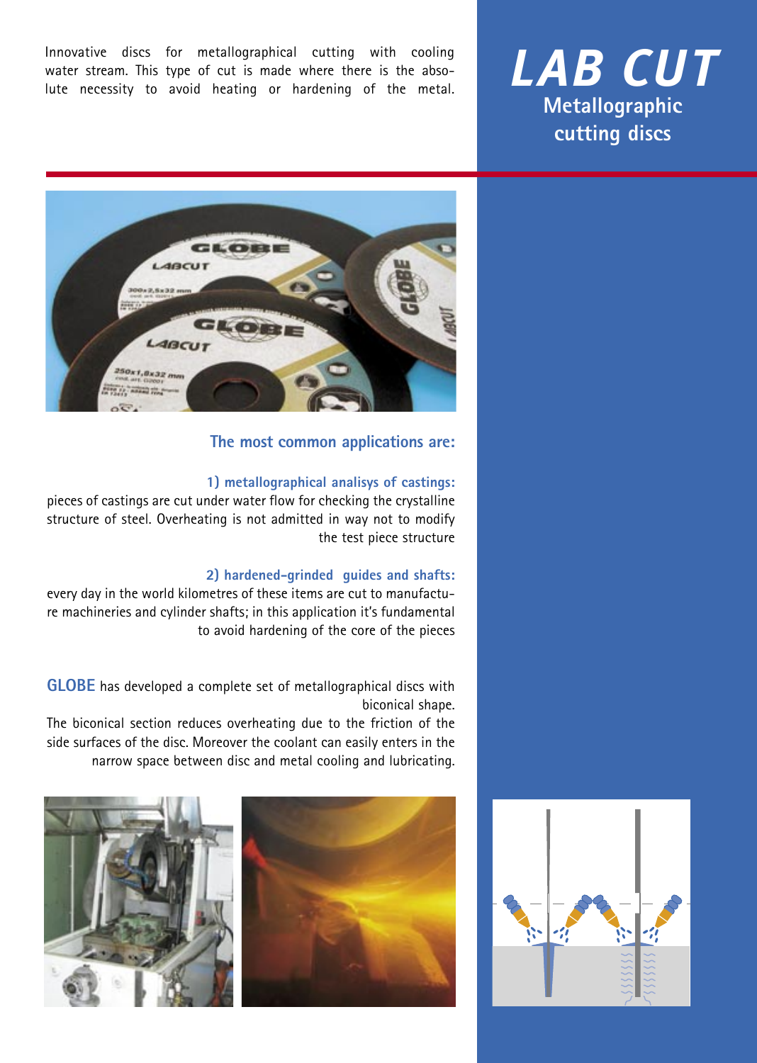# LAB CUT

## Metallographic cutting discs

Innovative discs for metallographical cutting with cooling water stream. This type of cut is made where there is the absolute necessity to avoid heating or hardening of the metal.

### The most common applications are:

**1) metallographical analisys of castings:**
pieces of castings are cut under water flow for checking the crystalline structure of steel. Overheating is not admitted in way not to modify the test piece structure

**2) hardened-grinded guides and shafts:**
every day in the world kilometres of these items are cut to manufacture machineries and cylinder shafts; in this application it's fundamental to avoid hardening of the core of the pieces

**GLOBE** has developed a complete set of metallographical discs with biconical shape.
The biconical section reduces overheating due to the friction of the side surfaces of the disc. Moreover the coolant can easily enters in the narrow space between disc and metal cooling and lubricating.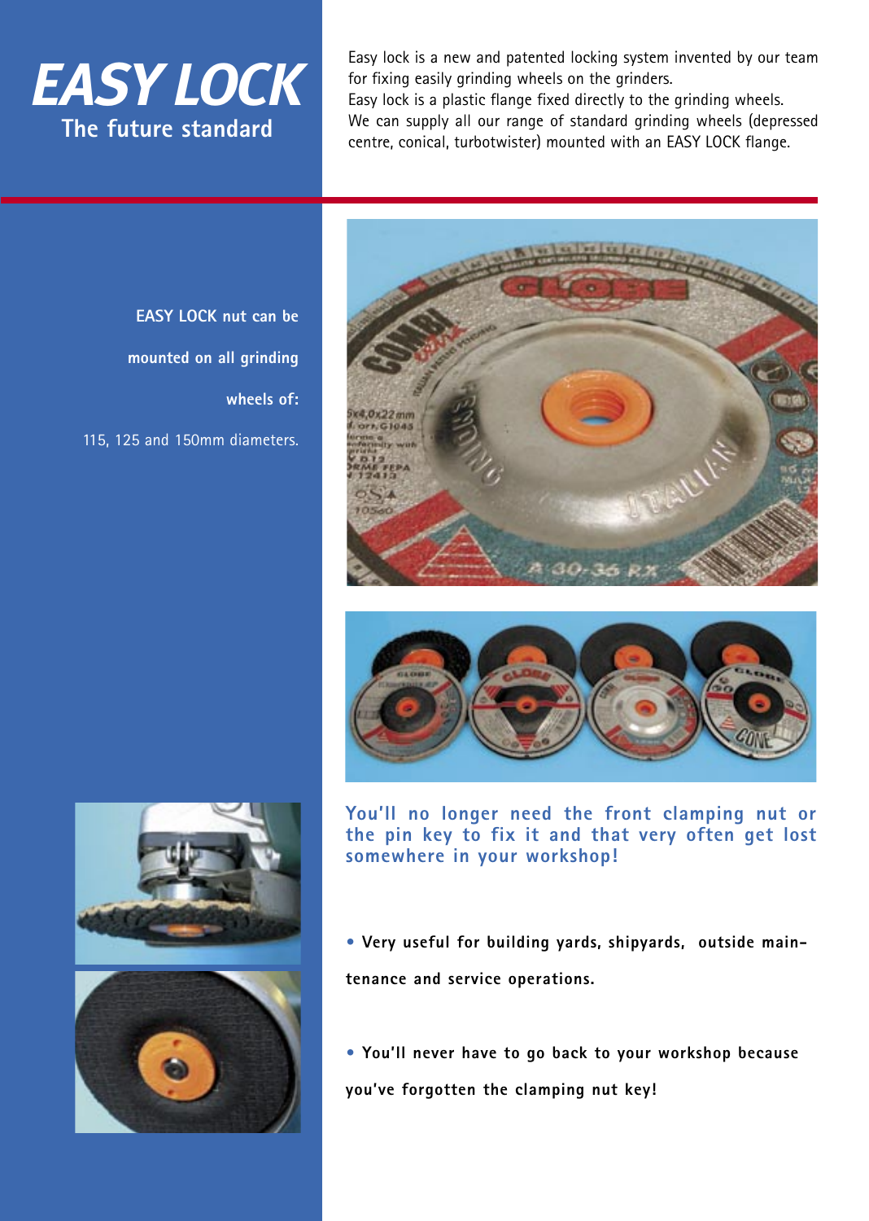# EASY LOCK

## The future standard

Easy lock is a new and patented locking system invented by our team for fixing easily grinding wheels on the grinders.
Easy lock is a plastic flange fixed directly to the grinding wheels.
We can supply all our range of standard grinding wheels (depressed centre, conical, turbotwister) mounted with an EASY LOCK flange.

**EASY LOCK nut can be mounted on all grinding wheels of:**

115, 125 and 150mm diameters.

**You'll no longer need the front clamping nut or the pin key to fix it and that very often get lost somewhere in your workshop!**

- **Very useful for building yards, shipyards, outside maintenance and service operations.**
- **You'll never have to go back to your workshop because you've forgotten the clamping nut key!**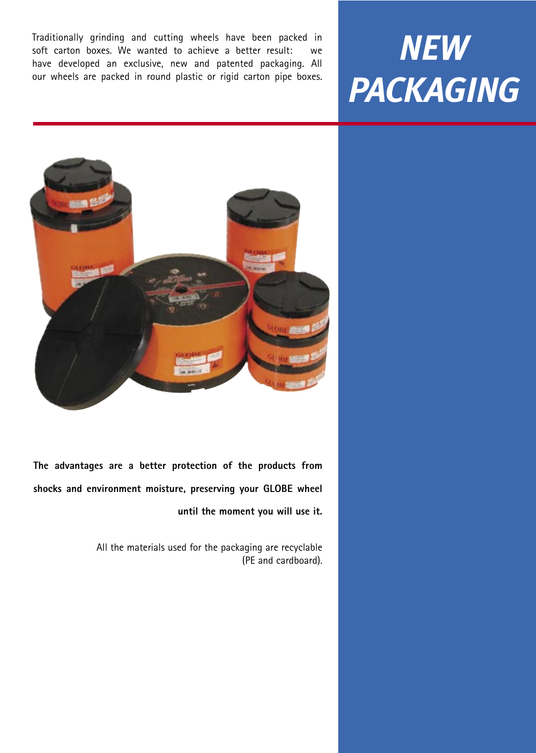# NEW PACKAGING

Traditionally grinding and cutting wheels have been packed in soft carton boxes. We wanted to achieve a better result: we have developed an exclusive, new and patented packaging. All our wheels are packed in round plastic or rigid carton pipe boxes.

**The advantages are a better protection of the products from shocks and environment moisture, preserving your GLOBE wheel until the moment you will use it.**

All the materials used for the packaging are recyclable (PE and cardboard).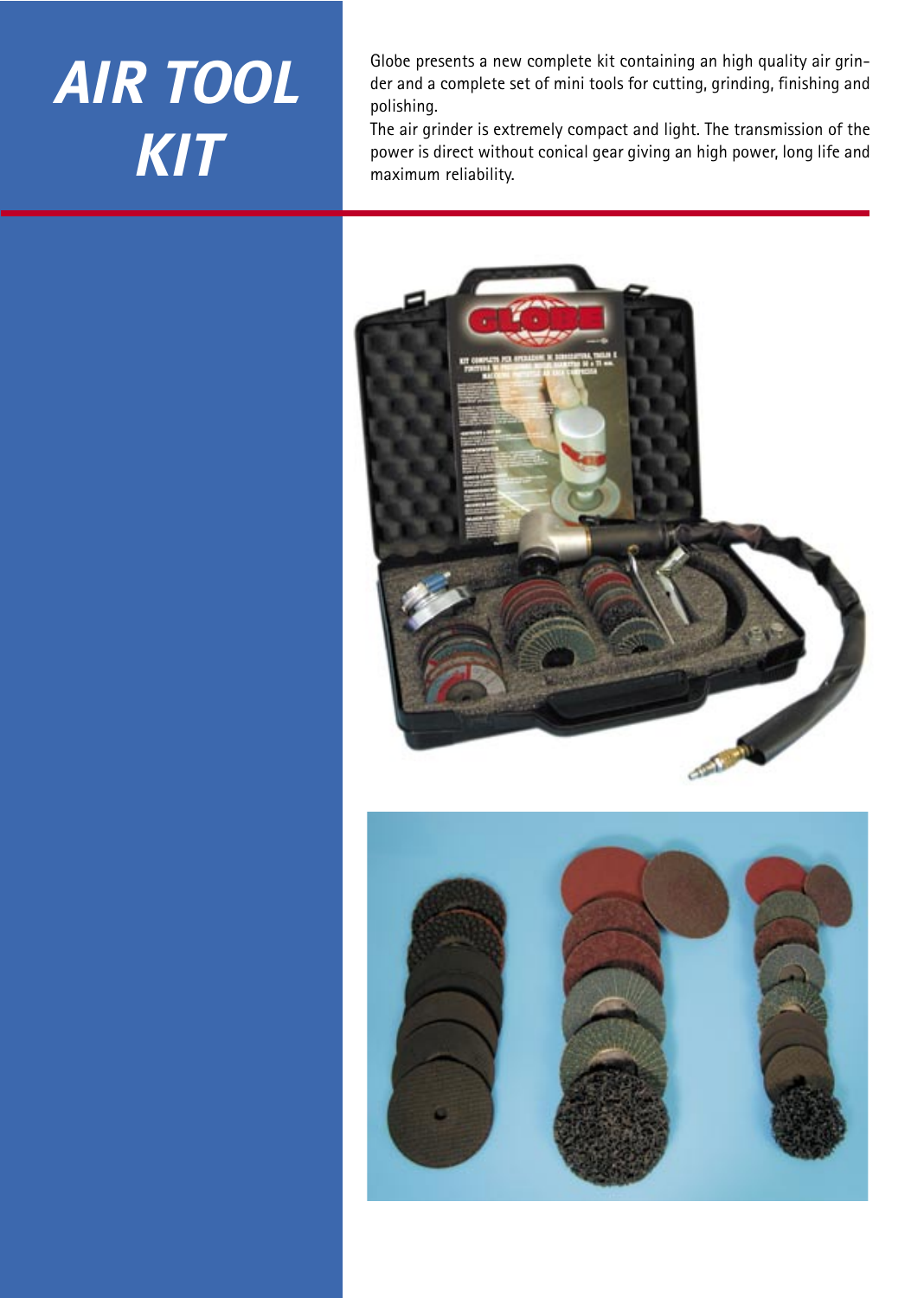# AIR TOOL KIT

Globe presents a new complete kit containing an high quality air grinder and a complete set of mini tools for cutting, grinding, finishing and polishing.

The air grinder is extremely compact and light. The transmission of the power is direct without conical gear giving an high power, long life and maximum reliability.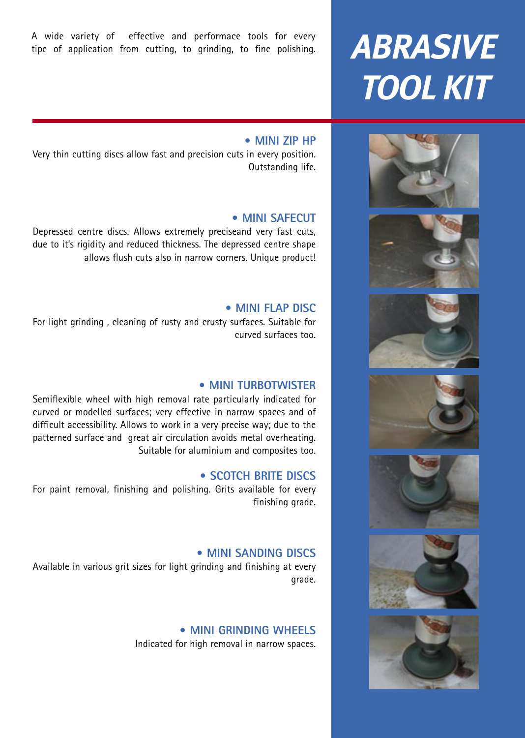# ABRASIVE TOOL KIT

A wide variety of effective and performace tools for every tipe of application from cutting, to grinding, to fine polishing.

### • MINI ZIP HP

Very thin cutting discs allow fast and precision cuts in every position. Outstanding life.

### • MINI SAFECUT

Depressed centre discs. Allows extremely preciseand very fast cuts, due to it's rigidity and reduced thickness. The depressed centre shape allows flush cuts also in narrow corners. Unique product!

### • MINI FLAP DISC

For light grinding , cleaning of rusty and crusty surfaces. Suitable for curved surfaces too.

### • MINI TURBOTWISTER

Semiflexible wheel with high removal rate particularly indicated for curved or modelled surfaces; very effective in narrow spaces and of difficult accessibility. Allows to work in a very precise way; due to the patterned surface and great air circulation avoids metal overheating. Suitable for aluminium and composites too.

### • SCOTCH BRITE DISCS

For paint removal, finishing and polishing. Grits available for every finishing grade.

### • MINI SANDING DISCS

Available in various grit sizes for light grinding and finishing at every grade.

### • MINI GRINDING WHEELS

Indicated for high removal in narrow spaces.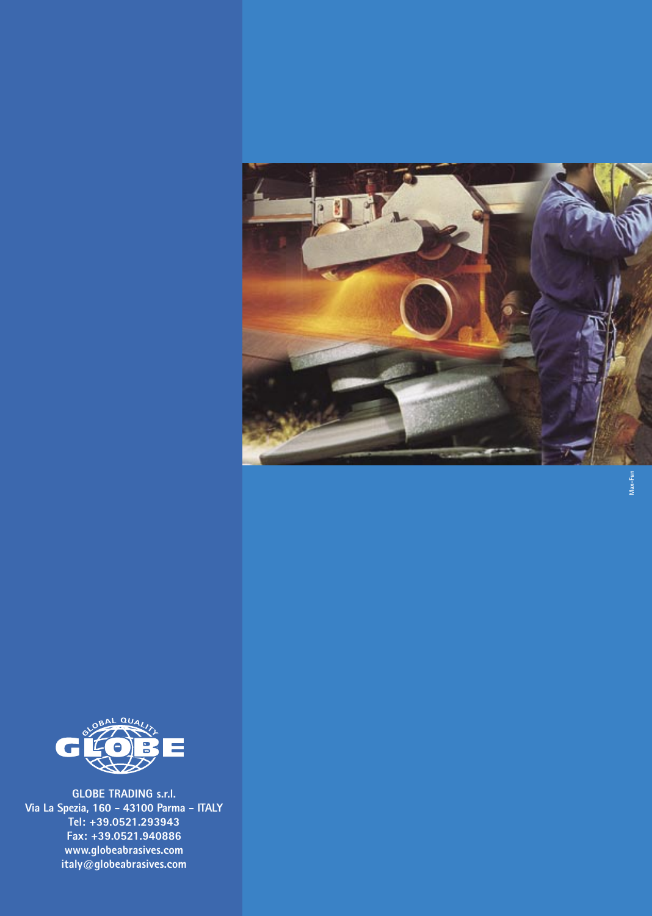GLOBAL QUALITY

GLOBE

GLOBE TRADING s.r.l.
Via La Spezia, 160 - 43100 Parma - ITALY
Tel: +39.0521.293943
Fax: +39.0521.940886
www.globeabrasives.com
italy@globeabrasives.com

Max-Fun